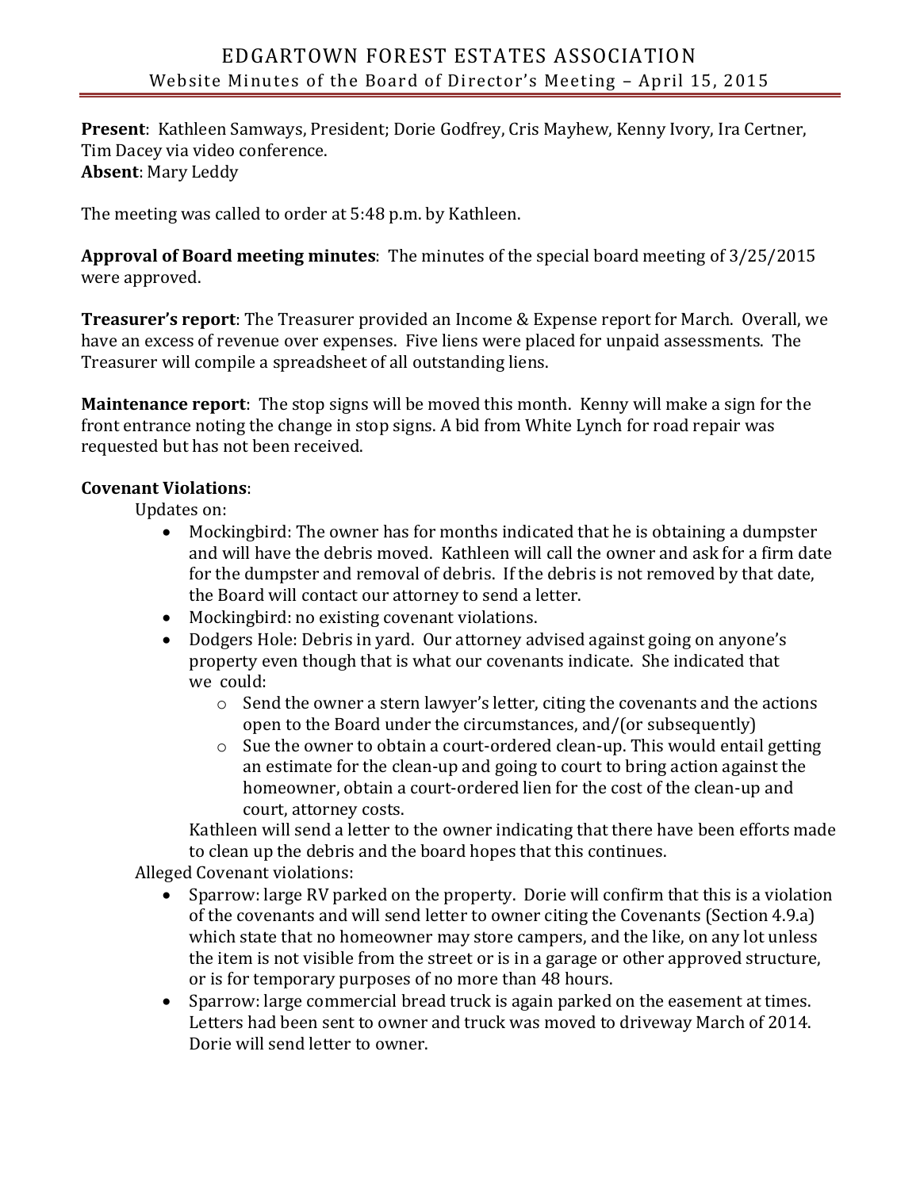# EDGARTOWN FOREST ESTATES ASSOCIATION

## Website Minutes of the Board of Director's Meeting – April 15, 2015

**Present**: Kathleen Samways, President; Dorie Godfrey, Cris Mayhew, Kenny Ivory, Ira Certner, Tim Dacey via video conference.
**Absent**: Mary Leddy

The meeting was called to order at 5:48 p.m. by Kathleen.

**Approval of Board meeting minutes**: The minutes of the special board meeting of 3/25/2015 were approved.

**Treasurer's report**: The Treasurer provided an Income & Expense report for March. Overall, we have an excess of revenue over expenses. Five liens were placed for unpaid assessments. The Treasurer will compile a spreadsheet of all outstanding liens.

**Maintenance report**: The stop signs will be moved this month. Kenny will make a sign for the front entrance noting the change in stop signs. A bid from White Lynch for road repair was requested but has not been received.

**Covenant Violations**:

Updates on:

- Mockingbird: The owner has for months indicated that he is obtaining a dumpster and will have the debris moved. Kathleen will call the owner and ask for a firm date for the dumpster and removal of debris. If the debris is not removed by that date, the Board will contact our attorney to send a letter.
- Mockingbird: no existing covenant violations.
- Dodgers Hole: Debris in yard. Our attorney advised against going on anyone's property even though that is what our covenants indicate. She indicated that we could:
  - Send the owner a stern lawyer's letter, citing the covenants and the actions open to the Board under the circumstances, and/(or subsequently)
  - Sue the owner to obtain a court-ordered clean-up. This would entail getting an estimate for the clean-up and going to court to bring action against the homeowner, obtain a court-ordered lien for the cost of the clean-up and court, attorney costs.

  Kathleen will send a letter to the owner indicating that there have been efforts made to clean up the debris and the board hopes that this continues.

Alleged Covenant violations:

- Sparrow: large RV parked on the property. Dorie will confirm that this is a violation of the covenants and will send letter to owner citing the Covenants (Section 4.9.a) which state that no homeowner may store campers, and the like, on any lot unless the item is not visible from the street or is in a garage or other approved structure, or is for temporary purposes of no more than 48 hours.
- Sparrow: large commercial bread truck is again parked on the easement at times. Letters had been sent to owner and truck was moved to driveway March of 2014. Dorie will send letter to owner.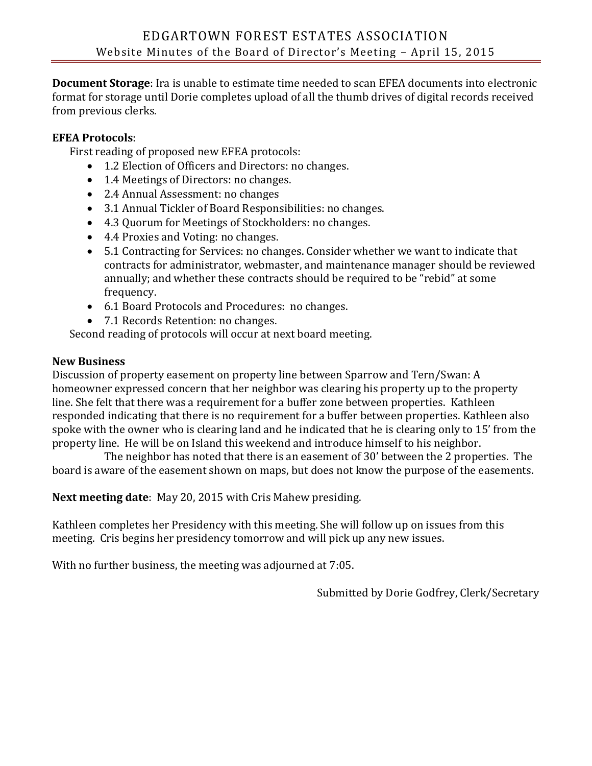**Document Storage**: Ira is unable to estimate time needed to scan EFEA documents into electronic format for storage until Dorie completes upload of all the thumb drives of digital records received from previous clerks.

**EFEA Protocols**:

First reading of proposed new EFEA protocols:

- 1.2 Election of Officers and Directors: no changes.
- 1.4 Meetings of Directors: no changes.
- 2.4 Annual Assessment: no changes
- 3.1 Annual Tickler of Board Responsibilities: no changes.
- 4.3 Quorum for Meetings of Stockholders: no changes.
- 4.4 Proxies and Voting: no changes.
- 5.1 Contracting for Services: no changes. Consider whether we want to indicate that contracts for administrator, webmaster, and maintenance manager should be reviewed annually; and whether these contracts should be required to be "rebid" at some frequency.
- 6.1 Board Protocols and Procedures: no changes.
- 7.1 Records Retention: no changes.

Second reading of protocols will occur at next board meeting.

**New Business**

Discussion of property easement on property line between Sparrow and Tern/Swan: A homeowner expressed concern that her neighbor was clearing his property up to the property line. She felt that there was a requirement for a buffer zone between properties. Kathleen responded indicating that there is no requirement for a buffer between properties. Kathleen also spoke with the owner who is clearing land and he indicated that he is clearing only to 15' from the property line. He will be on Island this weekend and introduce himself to his neighbor.

The neighbor has noted that there is an easement of 30' between the 2 properties. The board is aware of the easement shown on maps, but does not know the purpose of the easements.

**Next meeting date**: May 20, 2015 with Cris Mahew presiding.

Kathleen completes her Presidency with this meeting. She will follow up on issues from this meeting. Cris begins her presidency tomorrow and will pick up any new issues.

With no further business, the meeting was adjourned at 7:05.

Submitted by Dorie Godfrey, Clerk/Secretary